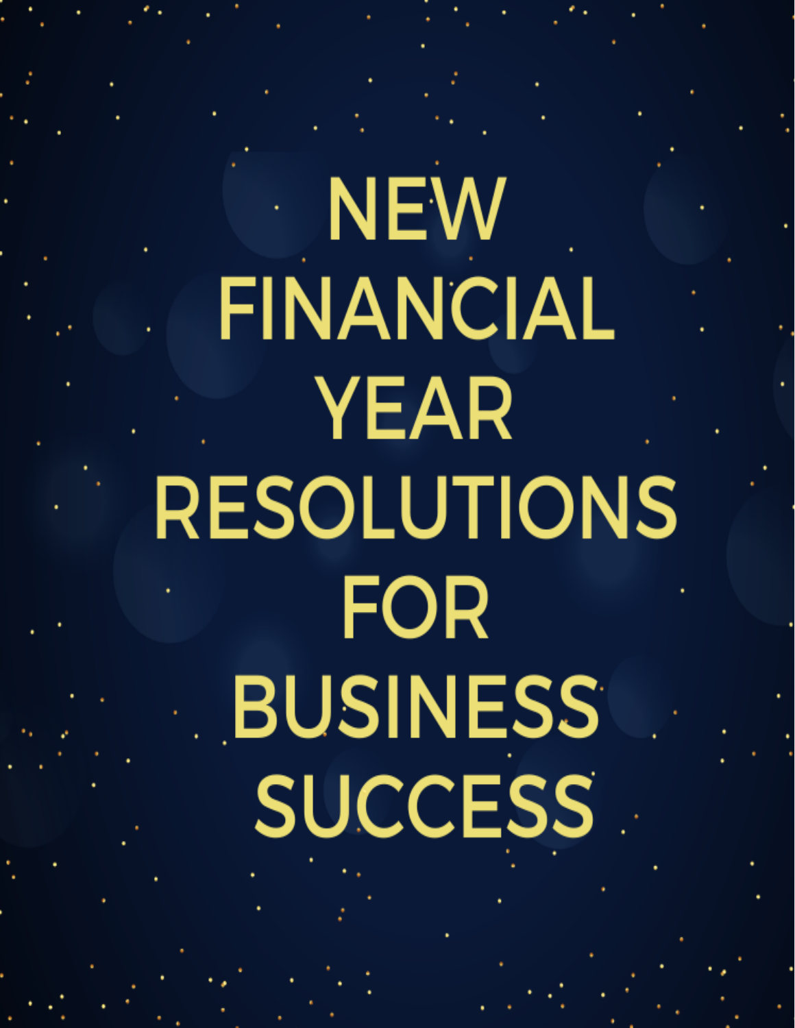# NEW FINANCIAL YEAR RESOLUTIONS FOR BUSINESS SUCCESS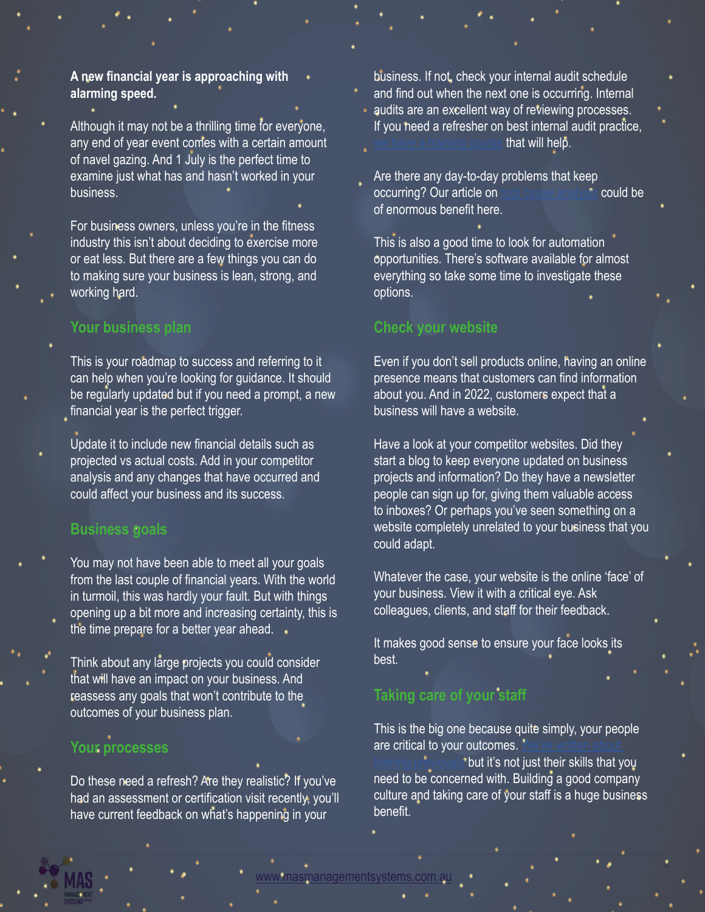**A new financial year is approaching with alarming speed.**

Although it may not be a thrilling time for everyone, any end of year event comes with a certain amount of navel gazing. And 1 July is the perfect time to examine just what has and hasn't worked in your business.

For business owners, unless you're in the fitness industry this isn't about deciding to exercise more or eat less. But there are a few things you can do to making sure your business is lean, strong, and working hard.

## Your business plan

This is your roadmap to success and referring to it can help when you're looking for guidance. It should be regularly updated but if you need a prompt, a new financial year is the perfect trigger.

Update it to include new financial details such as projected vs actual costs. Add in your competitor analysis and any changes that have occurred and could affect your business and its success.

## Business goals

You may not have been able to meet all your goals from the last couple of financial years. With the world in turmoil, this was hardly your fault. But with things opening up a bit more and increasing certainty, this is the time prepare for a better year ahead.

Think about any large projects you could consider that will have an impact on your business. And reassess any goals that won't contribute to the outcomes of your business plan.

## Your processes

Do these need a refresh? Are they realistic? If you've had an assessment or certification visit recently, you'll have current feedback on what's happening in your business. If not, check your internal audit schedule and find out when the next one is occurring. Internal audits are an excellent way of reviewing processes. If you need a refresher on best internal audit practice, we have a training course that will help.

Are there any day-to-day problems that keep occurring? Our article on root cause analysis could be of enormous benefit here.

This is also a good time to look for automation opportunities. There's software available for almost everything so take some time to investigate these options.

## Check your website

Even if you don't sell products online, having an online presence means that customers can find information about you. And in 2022, customers expect that a business will have a website.

Have a look at your competitor websites. Did they start a blog to keep everyone updated on business projects and information? Do they have a newsletter people can sign up for, giving them valuable access to inboxes? Or perhaps you've seen something on a website completely unrelated to your business that you could adapt.

Whatever the case, your website is the online 'face' of your business. View it with a critical eye. Ask colleagues, clients, and staff for their feedback.

It makes good sense to ensure your face looks its best.

## Taking care of your staff

This is the big one because quite simply, your people are critical to your outcomes. We've written about training previously but it's not just their skills that you need to be concerned with. Building a good company culture and taking care of your staff is a huge business benefit.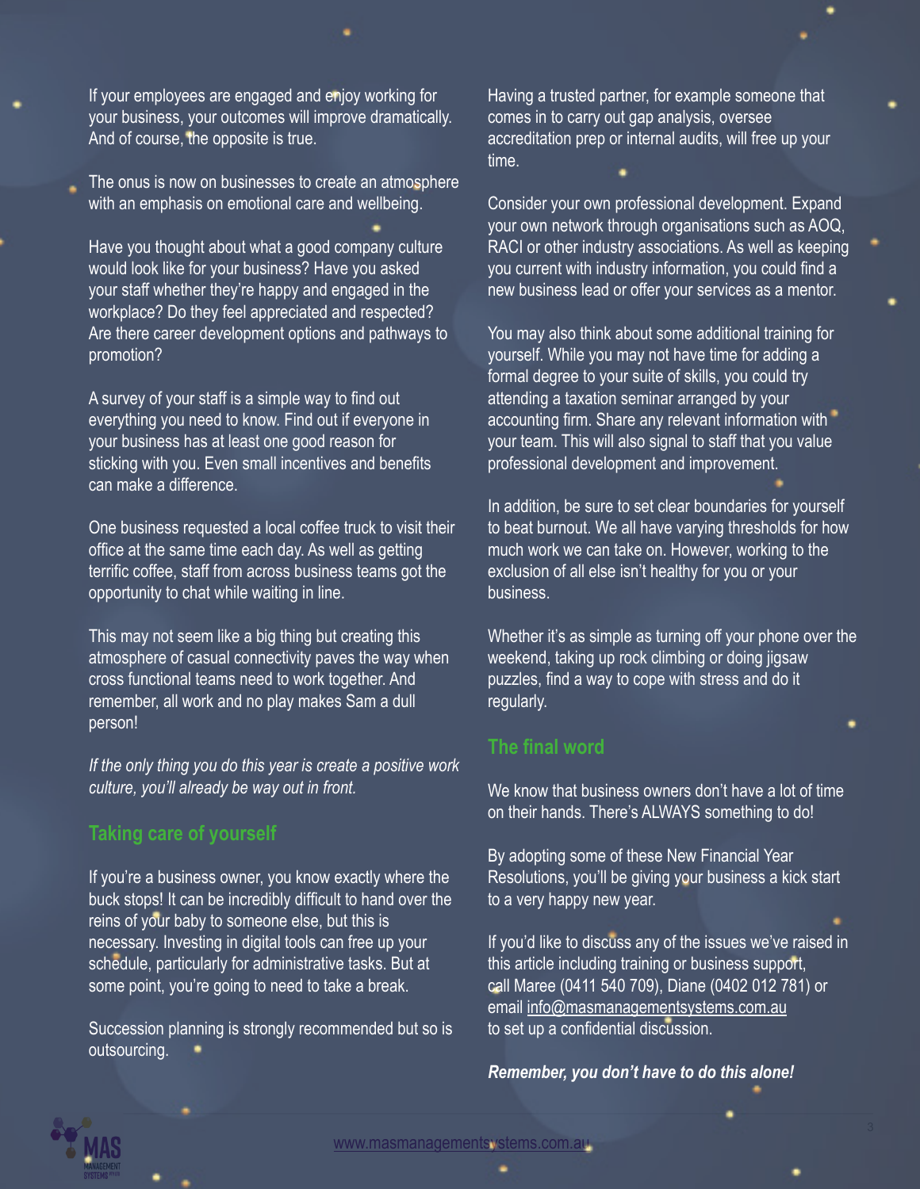If your employees are engaged and enjoy working for your business, your outcomes will improve dramatically. And of course, the opposite is true.

The onus is now on businesses to create an atmosphere with an emphasis on emotional care and wellbeing.

Have you thought about what a good company culture would look like for your business? Have you asked your staff whether they're happy and engaged in the workplace? Do they feel appreciated and respected? Are there career development options and pathways to promotion?

A survey of your staff is a simple way to find out everything you need to know. Find out if everyone in your business has at least one good reason for sticking with you. Even small incentives and benefits can make a difference.

One business requested a local coffee truck to visit their office at the same time each day. As well as getting terrific coffee, staff from across business teams got the opportunity to chat while waiting in line.

This may not seem like a big thing but creating this atmosphere of casual connectivity paves the way when cross functional teams need to work together. And remember, all work and no play makes Sam a dull person!

*If the only thing you do this year is create a positive work culture, you'll already be way out in front.*

## Taking care of yourself

If you're a business owner, you know exactly where the buck stops! It can be incredibly difficult to hand over the reins of your baby to someone else, but this is necessary. Investing in digital tools can free up your schedule, particularly for administrative tasks. But at some point, you're going to need to take a break.

Succession planning is strongly recommended but so is outsourcing.

Having a trusted partner, for example someone that comes in to carry out gap analysis, oversee accreditation prep or internal audits, will free up your time.

Consider your own professional development. Expand your own network through organisations such as AOQ, RACI or other industry associations. As well as keeping you current with industry information, you could find a new business lead or offer your services as a mentor.

You may also think about some additional training for yourself. While you may not have time for adding a formal degree to your suite of skills, you could try attending a taxation seminar arranged by your accounting firm. Share any relevant information with your team. This will also signal to staff that you value professional development and improvement.

In addition, be sure to set clear boundaries for yourself to beat burnout. We all have varying thresholds for how much work we can take on. However, working to the exclusion of all else isn't healthy for you or your business.

Whether it's as simple as turning off your phone over the weekend, taking up rock climbing or doing jigsaw puzzles, find a way to cope with stress and do it regularly.

## The final word

We know that business owners don't have a lot of time on their hands. There's ALWAYS something to do!

By adopting some of these New Financial Year Resolutions, you'll be giving your business a kick start to a very happy new year.

If you'd like to discuss any of the issues we've raised in this article including training or business support, call Maree (0411 540 709), Diane (0402 012 781) or email info@masmanagementsystems.com.au to set up a confidential discussion.

***Remember, you don't have to do this alone!***

www.masmanagementsystems.com.au